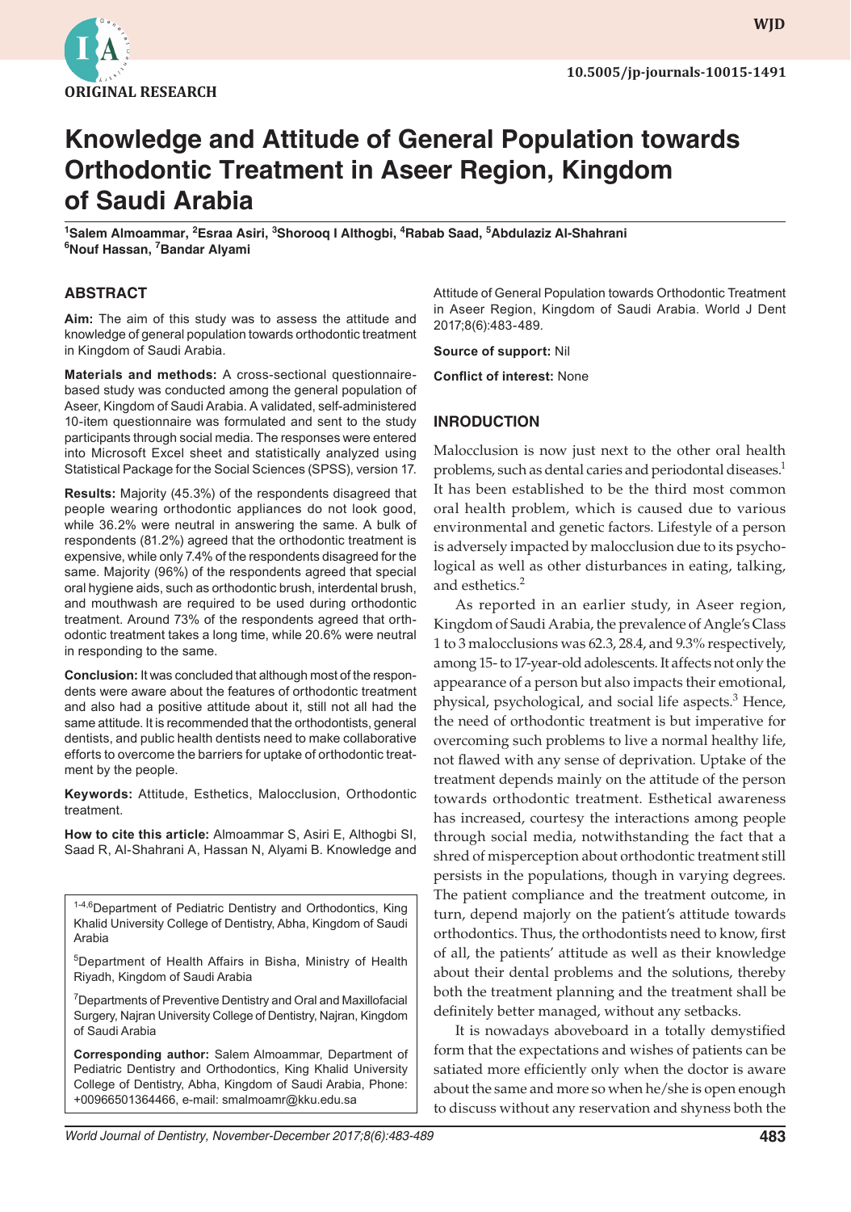ORIGINAL RESEARCH

10.5005/jp-journals-10015-1491

# Knowledge and Attitude of General Population towards Orthodontic Treatment in Aseer Region, Kingdom of Saudi Arabia

[1]Salem Almoammar, [2]Esraa Asiri, [3]Shorooq I Althogbi, [4]Rabab Saad, [5]Abdulaziz Al-Shahrani, [6]Nouf Hassan, [7]Bandar Alyami

## ABSTRACT

**Aim:** The aim of this study was to assess the attitude and knowledge of general population towards orthodontic treatment in Kingdom of Saudi Arabia.

**Materials and methods:** A cross-sectional questionnaire-based study was conducted among the general population of Aseer, Kingdom of Saudi Arabia. A validated, self-administered 10-item questionnaire was formulated and sent to the study participants through social media. The responses were entered into Microsoft Excel sheet and statistically analyzed using Statistical Package for the Social Sciences (SPSS), version 17.

**Results:** Majority (45.3%) of the respondents disagreed that people wearing orthodontic appliances do not look good, while 36.2% were neutral in answering the same. A bulk of respondents (81.2%) agreed that the orthodontic treatment is expensive, while only 7.4% of the respondents disagreed for the same. Majority (96%) of the respondents agreed that special oral hygiene aids, such as orthodontic brush, interdental brush, and mouthwash are required to be used during orthodontic treatment. Around 73% of the respondents agreed that orthodontic treatment takes a long time, while 20.6% were neutral in responding to the same.

**Conclusion:** It was concluded that although most of the respondents were aware about the features of orthodontic treatment and also had a positive attitude about it, still not all had the same attitude. It is recommended that the orthodontists, general dentists, and public health dentists need to make collaborative efforts to overcome the barriers for uptake of orthodontic treatment by the people.

**Keywords:** Attitude, Esthetics, Malocclusion, Orthodontic treatment.

**How to cite this article:** Almoammar S, Asiri E, Althogbi SI, Saad R, Al-Shahrani A, Hassan N, Alyami B. Knowledge and Attitude of General Population towards Orthodontic Treatment in Aseer Region, Kingdom of Saudi Arabia. World J Dent 2017;8(6):483-489.

**Source of support:** Nil

**Conflict of interest:** None

[1-4,6]Department of Pediatric Dentistry and Orthodontics, King Khalid University College of Dentistry, Abha, Kingdom of Saudi Arabia

[5]Department of Health Affairs in Bisha, Ministry of Health Riyadh, Kingdom of Saudi Arabia

[7]Departments of Preventive Dentistry and Oral and Maxillofacial Surgery, Najran University College of Dentistry, Najran, Kingdom of Saudi Arabia

**Corresponding author:** Salem Almoammar, Department of Pediatric Dentistry and Orthodontics, King Khalid University College of Dentistry, Abha, Kingdom of Saudi Arabia, Phone: +00966501364466, e-mail: smalmoamr@kku.edu.sa

## INRODUCTION

Malocclusion is now just next to the other oral health problems, such as dental caries and periodontal diseases.[1] It has been established to be the third most common oral health problem, which is caused due to various environmental and genetic factors. Lifestyle of a person is adversely impacted by malocclusion due to its psychological as well as other disturbances in eating, talking, and esthetics.[2]

As reported in an earlier study, in Aseer region, Kingdom of Saudi Arabia, the prevalence of Angle's Class 1 to 3 malocclusions was 62.3, 28.4, and 9.3% respectively, among 15- to 17-year-old adolescents. It affects not only the appearance of a person but also impacts their emotional, physical, psychological, and social life aspects.[3] Hence, the need of orthodontic treatment is but imperative for overcoming such problems to live a normal healthy life, not flawed with any sense of deprivation. Uptake of the treatment depends mainly on the attitude of the person towards orthodontic treatment. Esthetical awareness has increased, courtesy the interactions among people through social media, notwithstanding the fact that a shred of misperception about orthodontic treatment still persists in the populations, though in varying degrees. The patient compliance and the treatment outcome, in turn, depend majorly on the patient's attitude towards orthodontics. Thus, the orthodontists need to know, first of all, the patients' attitude as well as their knowledge about their dental problems and the solutions, thereby both the treatment planning and the treatment shall be definitely better managed, without any setbacks.

It is nowadays aboveboard in a totally demystified form that the expectations and wishes of patients can be satiated more efficiently only when the doctor is aware about the same and more so when he/she is open enough to discuss without any reservation and shyness both the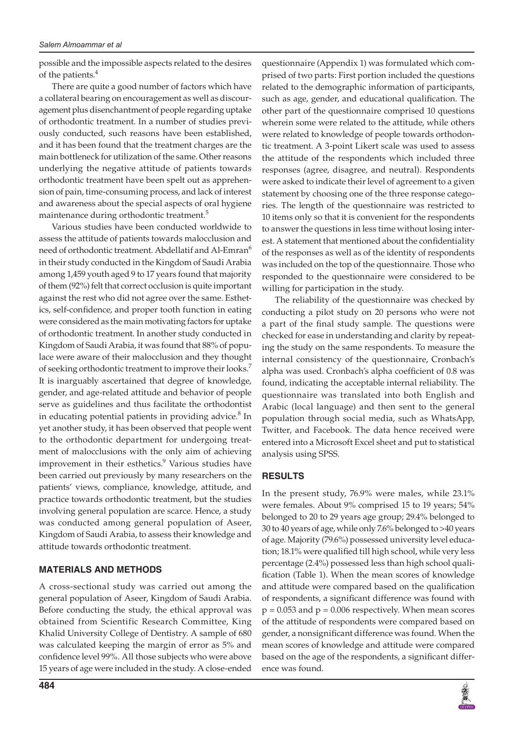possible and the impossible aspects related to the desires of the patients.[4]

There are quite a good number of factors which have a collateral bearing on encouragement as well as discouragement plus disenchantment of people regarding uptake of orthodontic treatment. In a number of studies previously conducted, such reasons have been established, and it has been found that the treatment charges are the main bottleneck for utilization of the same. Other reasons underlying the negative attitude of patients towards orthodontic treatment have been spelt out as apprehension of pain, time-consuming process, and lack of interest and awareness about the special aspects of oral hygiene maintenance during orthodontic treatment.[5]

Various studies have been conducted worldwide to assess the attitude of patients towards malocclusion and need of orthodontic treatment. Abdellatif and Al-Emran[6] in their study conducted in the Kingdom of Saudi Arabia among 1,459 youth aged 9 to 17 years found that majority of them (92%) felt that correct occlusion is quite important against the rest who did not agree over the same. Esthetics, self-confidence, and proper tooth function in eating were considered as the main motivating factors for uptake of orthodontic treatment. In another study conducted in Kingdom of Saudi Arabia, it was found that 88% of populace were aware of their malocclusion and they thought of seeking orthodontic treatment to improve their looks.[7] It is inarguably ascertained that degree of knowledge, gender, and age-related attitude and behavior of people serve as guidelines and thus facilitate the orthodontist in educating potential patients in providing advice.[8] In yet another study, it has been observed that people went to the orthodontic department for undergoing treatment of malocclusions with the only aim of achieving improvement in their esthetics.[9] Various studies have been carried out previously by many researchers on the patients' views, compliance, knowledge, attitude, and practice towards orthodontic treatment, but the studies involving general population are scarce. Hence, a study was conducted among general population of Aseer, Kingdom of Saudi Arabia, to assess their knowledge and attitude towards orthodontic treatment.

## MATERIALS AND METHODS

A cross-sectional study was carried out among the general population of Aseer, Kingdom of Saudi Arabia. Before conducting the study, the ethical approval was obtained from Scientific Research Committee, King Khalid University College of Dentistry. A sample of 680 was calculated keeping the margin of error as 5% and confidence level 99%. All those subjects who were above 15 years of age were included in the study. A close-ended questionnaire (Appendix 1) was formulated which comprised of two parts: First portion included the questions related to the demographic information of participants, such as age, gender, and educational qualification. The other part of the questionnaire comprised 10 questions wherein some were related to the attitude, while others were related to knowledge of people towards orthodontic treatment. A 3-point Likert scale was used to assess the attitude of the respondents which included three responses (agree, disagree, and neutral). Respondents were asked to indicate their level of agreement to a given statement by choosing one of the three response categories. The length of the questionnaire was restricted to 10 items only so that it is convenient for the respondents to answer the questions in less time without losing interest. A statement that mentioned about the confidentiality of the responses as well as of the identity of respondents was included on the top of the questionnaire. Those who responded to the questionnaire were considered to be willing for participation in the study.

The reliability of the questionnaire was checked by conducting a pilot study on 20 persons who were not a part of the final study sample. The questions were checked for ease in understanding and clarity by repeating the study on the same respondents. To measure the internal consistency of the questionnaire, Cronbach's alpha was used. Cronbach's alpha coefficient of 0.8 was found, indicating the acceptable internal reliability. The questionnaire was translated into both English and Arabic (local language) and then sent to the general population through social media, such as WhatsApp, Twitter, and Facebook. The data hence received were entered into a Microsoft Excel sheet and put to statistical analysis using SPSS.

## RESULTS

In the present study, 76.9% were males, while 23.1% were females. About 9% comprised 15 to 19 years; 54% belonged to 20 to 29 years age group; 29.4% belonged to 30 to 40 years of age, while only 7.6% belonged to >40 years of age. Majority (79.6%) possessed university level education; 18.1% were qualified till high school, while very less percentage (2.4%) possessed less than high school qualification (Table 1). When the mean scores of knowledge and attitude were compared based on the qualification of respondents, a significant difference was found with $p = 0.053$ and $p = 0.006$ respectively. When mean scores of the attitude of respondents were compared based on gender, a nonsignificant difference was found. When the mean scores of knowledge and attitude were compared based on the age of the respondents, a significant difference was found.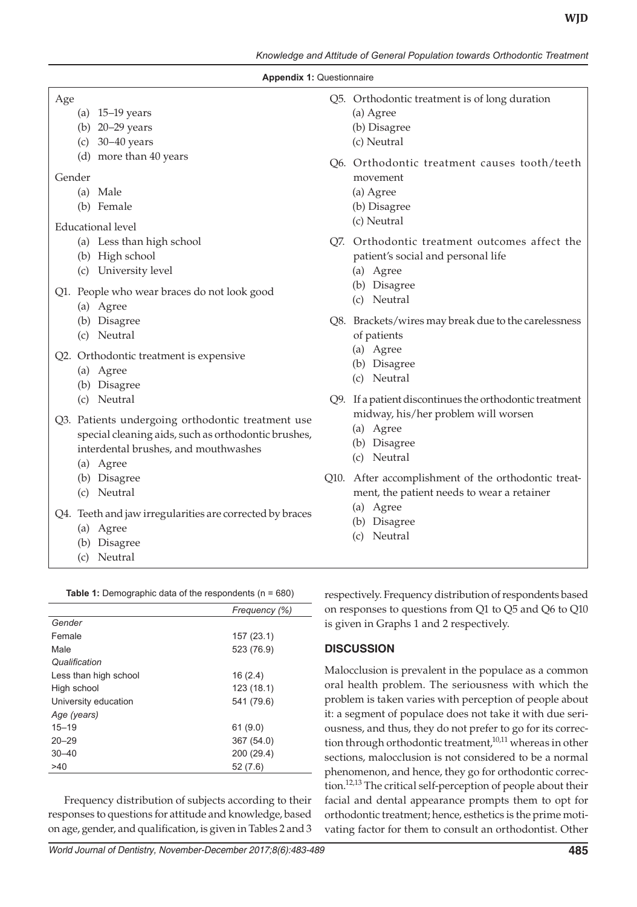**Appendix 1:** Questionnaire

Age
- (a) 15–19 years
- (b) 20–29 years
- (c) 30–40 years
- (d) more than 40 years

Gender
- (a) Male
- (b) Female

Educational level
- (a) Less than high school
- (b) High school
- (c) University level

Q1. People who wear braces do not look good
- (a) Agree
- (b) Disagree
- (c) Neutral

Q2. Orthodontic treatment is expensive
- (a) Agree
- (b) Disagree
- (c) Neutral

Q3. Patients undergoing orthodontic treatment use special cleaning aids, such as orthodontic brushes, interdental brushes, and mouthwashes
- (a) Agree
- (b) Disagree
- (c) Neutral

Q4. Teeth and jaw irregularities are corrected by braces
- (a) Agree
- (b) Disagree
- (c) Neutral

Q5. Orthodontic treatment is of long duration
- (a) Agree
- (b) Disagree
- (c) Neutral

Q6. Orthodontic treatment causes tooth/teeth movement
- (a) Agree
- (b) Disagree
- (c) Neutral

Q7. Orthodontic treatment outcomes affect the patient's social and personal life
- (a) Agree
- (b) Disagree
- (c) Neutral

Q8. Brackets/wires may break due to the carelessness of patients
- (a) Agree
- (b) Disagree
- (c) Neutral

Q9. If a patient discontinues the orthodontic treatment midway, his/her problem will worsen
- (a) Agree
- (b) Disagree
- (c) Neutral

Q10. After accomplishment of the orthodontic treatment, the patient needs to wear a retainer
- (a) Agree
- (b) Disagree
- (c) Neutral

**Table 1:** Demographic data of the respondents (n = 680)

| | *Frequency (%)* |
|---|---|
| *Gender* | |
| Female | 157 (23.1) |
| Male | 523 (76.9) |
| *Qualification* | |
| Less than high school | 16 (2.4) |
| High school | 123 (18.1) |
| University education | 541 (79.6) |
| *Age (years)* | |
| 15–19 | 61 (9.0) |
| 20–29 | 367 (54.0) |
| 30–40 | 200 (29.4) |
| >40 | 52 (7.6) |

Frequency distribution of subjects according to their responses to questions for attitude and knowledge, based on age, gender, and qualification, is given in Tables 2 and 3 respectively. Frequency distribution of respondents based on responses to questions from Q1 to Q5 and Q6 to Q10 is given in Graphs 1 and 2 respectively.

## DISCUSSION

Malocclusion is prevalent in the populace as a common oral health problem. The seriousness with which the problem is taken varies with perception of people about it: a segment of populace does not take it with due seriousness, and thus, they do not prefer to go for its correction through orthodontic treatment,[10,11] whereas in other sections, malocclusion is not considered to be a normal phenomenon, and hence, they go for orthodontic correction.[12,13] The critical self-perception of people about their facial and dental appearance prompts them to opt for orthodontic treatment; hence, esthetics is the prime motivating factor for them to consult an orthodontist. Other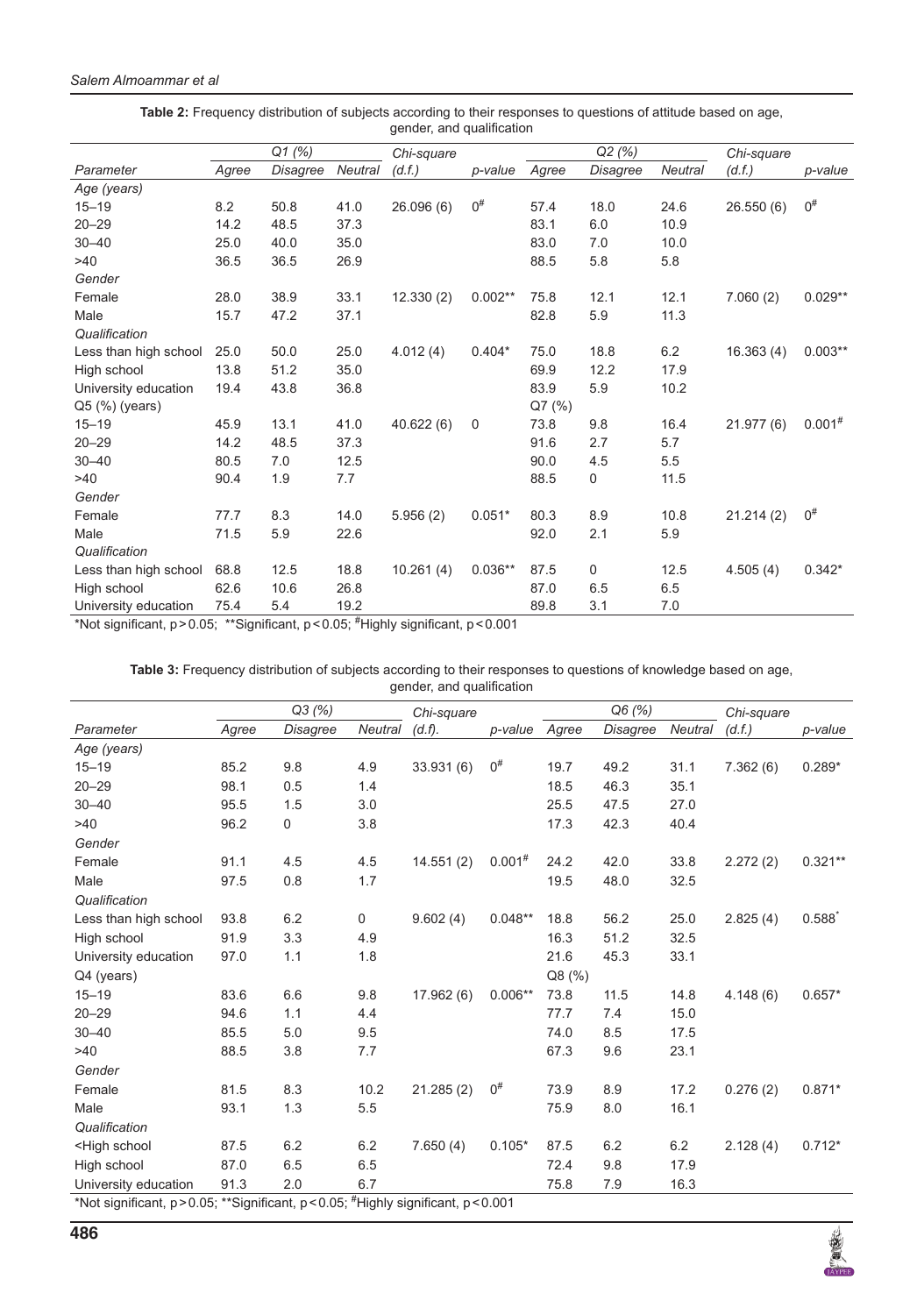**Table 2:** Frequency distribution of subjects according to their responses to questions of attitude based on age, gender, and qualification

| | Q1 (%) | | | Chi-square | | Q2 (%) | | | Chi-square | |
|---|---|---|---|---|---|---|---|---|---|---|
| *Parameter* | *Agree* | *Disagree* | *Neutral* | *(d.f.)* | *p-value* | *Agree* | *Disagree* | *Neutral* | *(d.f.)* | *p-value* |
| *Age (years)* | | | | | | | | | | |
| 15–19 | 8.2 | 50.8 | 41.0 | 26.096 (6) | 0# | 57.4 | 18.0 | 24.6 | 26.550 (6) | 0# |
| 20–29 | 14.2 | 48.5 | 37.3 | | | 83.1 | 6.0 | 10.9 | | |
| 30–40 | 25.0 | 40.0 | 35.0 | | | 83.0 | 7.0 | 10.0 | | |
| >40 | 36.5 | 36.5 | 26.9 | | | 88.5 | 5.8 | 5.8 | | |
| *Gender* | | | | | | | | | | |
| Female | 28.0 | 38.9 | 33.1 | 12.330 (2) | 0.002** | 75.8 | 12.1 | 12.1 | 7.060 (2) | 0.029** |
| Male | 15.7 | 47.2 | 37.1 | | | 82.8 | 5.9 | 11.3 | | |
| *Qualification* | | | | | | | | | | |
| Less than high school | 25.0 | 50.0 | 25.0 | 4.012 (4) | 0.404* | 75.0 | 18.8 | 6.2 | 16.363 (4) | 0.003** |
| High school | 13.8 | 51.2 | 35.0 | | | 69.9 | 12.2 | 17.9 | | |
| University education | 19.4 | 43.8 | 36.8 | | | 83.9 | 5.9 | 10.2 | | |
| Q5 (%) (years) | | | | | | Q7 (%) | | | | |
| 15–19 | 45.9 | 13.1 | 41.0 | 40.622 (6) | 0 | 73.8 | 9.8 | 16.4 | 21.977 (6) | 0.001# |
| 20–29 | 14.2 | 48.5 | 37.3 | | | 91.6 | 2.7 | 5.7 | | |
| 30–40 | 80.5 | 7.0 | 12.5 | | | 90.0 | 4.5 | 5.5 | | |
| >40 | 90.4 | 1.9 | 7.7 | | | 88.5 | 0 | 11.5 | | |
| *Gender* | | | | | | | | | | |
| Female | 77.7 | 8.3 | 14.0 | 5.956 (2) | 0.051* | 80.3 | 8.9 | 10.8 | 21.214 (2) | 0# |
| Male | 71.5 | 5.9 | 22.6 | | | 92.0 | 2.1 | 5.9 | | |
| *Qualification* | | | | | | | | | | |
| Less than high school | 68.8 | 12.5 | 18.8 | 10.261 (4) | 0.036** | 87.5 | 0 | 12.5 | 4.505 (4) | 0.342* |
| High school | 62.6 | 10.6 | 26.8 | | | 87.0 | 6.5 | 6.5 | | |
| University education | 75.4 | 5.4 | 19.2 | | | 89.8 | 3.1 | 7.0 | | |

*Not significant, $p > 0.05$; **Significant, $p < 0.05$; #Highly significant, $p < 0.001$

**Table 3:** Frequency distribution of subjects according to their responses to questions of knowledge based on age, gender, and qualification

| | Q3 (%) | | | Chi-square | | Q6 (%) | | | Chi-square | |
|---|---|---|---|---|---|---|---|---|---|---|
| *Parameter* | *Agree* | *Disagree* | *Neutral* | *(d.f).* | *p-value* | *Agree* | *Disagree* | *Neutral* | *(d.f.)* | *p-value* |
| *Age (years)* | | | | | | | | | | |
| 15–19 | 85.2 | 9.8 | 4.9 | 33.931 (6) | 0# | 19.7 | 49.2 | 31.1 | 7.362 (6) | 0.289* |
| 20–29 | 98.1 | 0.5 | 1.4 | | | 18.5 | 46.3 | 35.1 | | |
| 30–40 | 95.5 | 1.5 | 3.0 | | | 25.5 | 47.5 | 27.0 | | |
| >40 | 96.2 | 0 | 3.8 | | | 17.3 | 42.3 | 40.4 | | |
| *Gender* | | | | | | | | | | |
| Female | 91.1 | 4.5 | 4.5 | 14.551 (2) | 0.001# | 24.2 | 42.0 | 33.8 | 2.272 (2) | 0.321** |
| Male | 97.5 | 0.8 | 1.7 | | | 19.5 | 48.0 | 32.5 | | |
| *Qualification* | | | | | | | | | | |
| Less than high school | 93.8 | 6.2 | 0 | 9.602 (4) | 0.048** | 18.8 | 56.2 | 25.0 | 2.825 (4) | 0.588* |
| High school | 91.9 | 3.3 | 4.9 | | | 16.3 | 51.2 | 32.5 | | |
| University education | 97.0 | 1.1 | 1.8 | | | 21.6 | 45.3 | 33.1 | | |
| Q4 (years) | | | | | | Q8 (%) | | | | |
| 15–19 | 83.6 | 6.6 | 9.8 | 17.962 (6) | 0.006** | 73.8 | 11.5 | 14.8 | 4.148 (6) | 0.657* |
| 20–29 | 94.6 | 1.1 | 4.4 | | | 77.7 | 7.4 | 15.0 | | |
| 30–40 | 85.5 | 5.0 | 9.5 | | | 74.0 | 8.5 | 17.5 | | |
| >40 | 88.5 | 3.8 | 7.7 | | | 67.3 | 9.6 | 23.1 | | |
| *Gender* | | | | | | | | | | |
| Female | 81.5 | 8.3 | 10.2 | 21.285 (2) | 0# | 73.9 | 8.9 | 17.2 | 0.276 (2) | 0.871* |
| Male | 93.1 | 1.3 | 5.5 | | | 75.9 | 8.0 | 16.1 | | |
| *Qualification* | | | | | | | | | | |
| <High school | 87.5 | 6.2 | 6.2 | 7.650 (4) | 0.105* | 87.5 | 6.2 | 6.2 | 2.128 (4) | 0.712* |
| High school | 87.0 | 6.5 | 6.5 | | | 72.4 | 9.8 | 17.9 | | |
| University education | 91.3 | 2.0 | 6.7 | | | 75.8 | 7.9 | 16.3 | | |

*Not significant, $p > 0.05$; **Significant, $p < 0.05$; #Highly significant, $p < 0.001$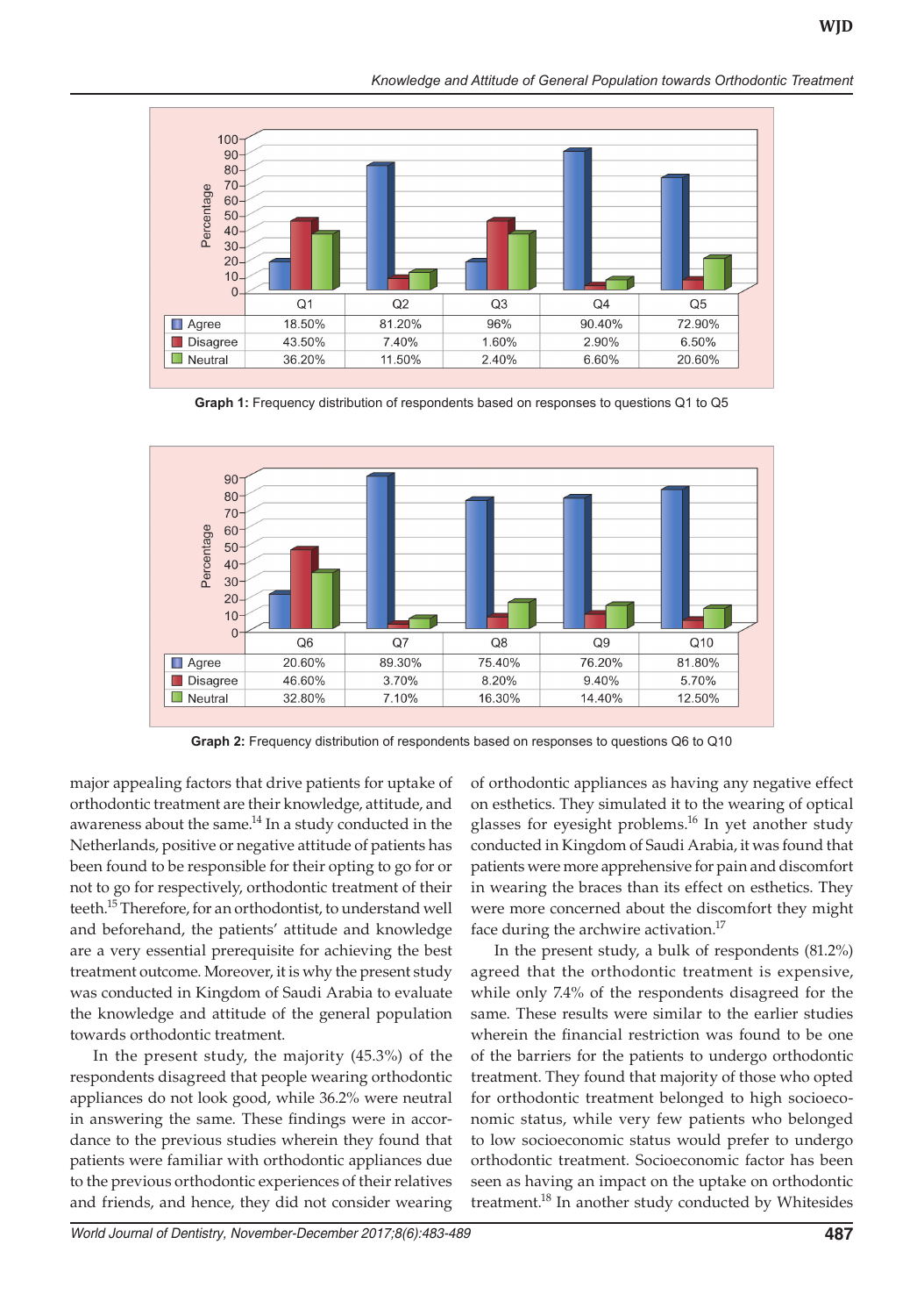| | Q1 | Q2 | Q3 | Q4 | Q5 |
|---|---|---|---|---|---|
| Agree | 18.50% | 81.20% | 96% | 90.40% | 72.90% |
| Disagree | 43.50% | 7.40% | 1.60% | 2.90% | 6.50% |
| Neutral | 36.20% | 11.50% | 2.40% | 6.60% | 20.60% |

**Graph 1:** Frequency distribution of respondents based on responses to questions Q1 to Q5

| | Q6 | Q7 | Q8 | Q9 | Q10 |
|---|---|---|---|---|---|
| Agree | 20.60% | 89.30% | 75.40% | 76.20% | 81.80% |
| Disagree | 46.60% | 3.70% | 8.20% | 9.40% | 5.70% |
| Neutral | 32.80% | 7.10% | 16.30% | 14.40% | 12.50% |

**Graph 2:** Frequency distribution of respondents based on responses to questions Q6 to Q10

major appealing factors that drive patients for uptake of orthodontic treatment are their knowledge, attitude, and awareness about the same.[14] In a study conducted in the Netherlands, positive or negative attitude of patients has been found to be responsible for their opting to go for or not to go for respectively, orthodontic treatment of their teeth.[15] Therefore, for an orthodontist, to understand well and beforehand, the patients' attitude and knowledge are a very essential prerequisite for achieving the best treatment outcome. Moreover, it is why the present study was conducted in Kingdom of Saudi Arabia to evaluate the knowledge and attitude of the general population towards orthodontic treatment.

In the present study, the majority (45.3%) of the respondents disagreed that people wearing orthodontic appliances do not look good, while 36.2% were neutral in answering the same. These findings were in accordance to the previous studies wherein they found that patients were familiar with orthodontic appliances due to the previous orthodontic experiences of their relatives and friends, and hence, they did not consider wearing of orthodontic appliances as having any negative effect on esthetics. They simulated it to the wearing of optical glasses for eyesight problems.[16] In yet another study conducted in Kingdom of Saudi Arabia, it was found that patients were more apprehensive for pain and discomfort in wearing the braces than its effect on esthetics. They were more concerned about the discomfort they might face during the archwire activation.[17]

In the present study, a bulk of respondents (81.2%) agreed that the orthodontic treatment is expensive, while only 7.4% of the respondents disagreed for the same. These results were similar to the earlier studies wherein the financial restriction was found to be one of the barriers for the patients to undergo orthodontic treatment. They found that majority of those who opted for orthodontic treatment belonged to high socioeconomic status, while very few patients who belonged to low socioeconomic status would prefer to undergo orthodontic treatment. Socioeconomic factor has been seen as having an impact on the uptake on orthodontic treatment.[18] In another study conducted by Whitesides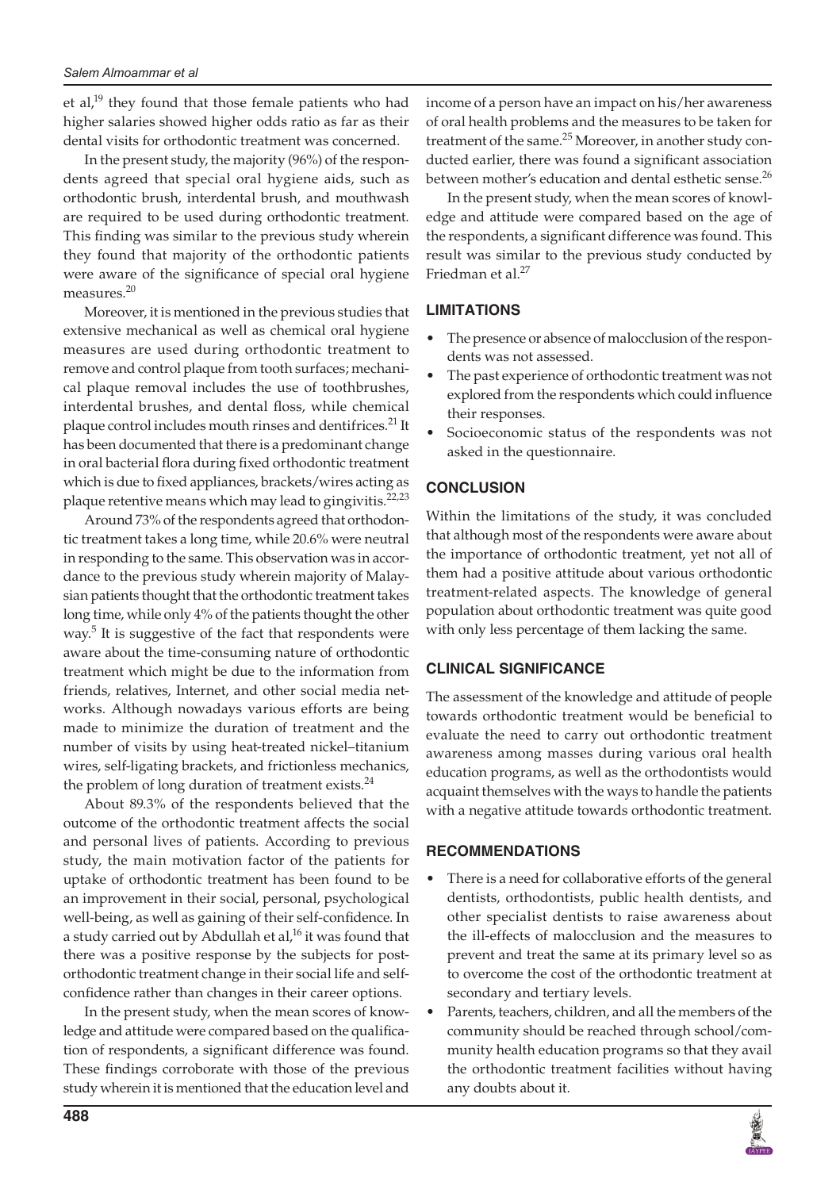et al,[19] they found that those female patients who had higher salaries showed higher odds ratio as far as their dental visits for orthodontic treatment was concerned.

In the present study, the majority (96%) of the respondents agreed that special oral hygiene aids, such as orthodontic brush, interdental brush, and mouthwash are required to be used during orthodontic treatment. This finding was similar to the previous study wherein they found that majority of the orthodontic patients were aware of the significance of special oral hygiene measures.[20]

Moreover, it is mentioned in the previous studies that extensive mechanical as well as chemical oral hygiene measures are used during orthodontic treatment to remove and control plaque from tooth surfaces; mechanical plaque removal includes the use of toothbrushes, interdental brushes, and dental floss, while chemical plaque control includes mouth rinses and dentifrices.[21] It has been documented that there is a predominant change in oral bacterial flora during fixed orthodontic treatment which is due to fixed appliances, brackets/wires acting as plaque retentive means which may lead to gingivitis.[22,23]

Around 73% of the respondents agreed that orthodontic treatment takes a long time, while 20.6% were neutral in responding to the same. This observation was in accordance to the previous study wherein majority of Malaysian patients thought that the orthodontic treatment takes long time, while only 4% of the patients thought the other way.[5] It is suggestive of the fact that respondents were aware about the time-consuming nature of orthodontic treatment which might be due to the information from friends, relatives, Internet, and other social media networks. Although nowadays various efforts are being made to minimize the duration of treatment and the number of visits by using heat-treated nickel–titanium wires, self-ligating brackets, and frictionless mechanics, the problem of long duration of treatment exists.[24]

About 89.3% of the respondents believed that the outcome of the orthodontic treatment affects the social and personal lives of patients. According to previous study, the main motivation factor of the patients for uptake of orthodontic treatment has been found to be an improvement in their social, personal, psychological well-being, as well as gaining of their self-confidence. In a study carried out by Abdullah et al,[16] it was found that there was a positive response by the subjects for post-orthodontic treatment change in their social life and self-confidence rather than changes in their career options.

In the present study, when the mean scores of knowledge and attitude were compared based on the qualification of respondents, a significant difference was found. These findings corroborate with those of the previous study wherein it is mentioned that the education level and income of a person have an impact on his/her awareness of oral health problems and the measures to be taken for treatment of the same.[25] Moreover, in another study conducted earlier, there was found a significant association between mother's education and dental esthetic sense.[26]

In the present study, when the mean scores of knowledge and attitude were compared based on the age of the respondents, a significant difference was found. This result was similar to the previous study conducted by Friedman et al.[27]

## LIMITATIONS

- The presence or absence of malocclusion of the respondents was not assessed.
- The past experience of orthodontic treatment was not explored from the respondents which could influence their responses.
- Socioeconomic status of the respondents was not asked in the questionnaire.

## CONCLUSION

Within the limitations of the study, it was concluded that although most of the respondents were aware about the importance of orthodontic treatment, yet not all of them had a positive attitude about various orthodontic treatment-related aspects. The knowledge of general population about orthodontic treatment was quite good with only less percentage of them lacking the same.

## CLINICAL SIGNIFICANCE

The assessment of the knowledge and attitude of people towards orthodontic treatment would be beneficial to evaluate the need to carry out orthodontic treatment awareness among masses during various oral health education programs, as well as the orthodontists would acquaint themselves with the ways to handle the patients with a negative attitude towards orthodontic treatment.

## RECOMMENDATIONS

- There is a need for collaborative efforts of the general dentists, orthodontists, public health dentists, and other specialist dentists to raise awareness about the ill-effects of malocclusion and the measures to prevent and treat the same at its primary level so as to overcome the cost of the orthodontic treatment at secondary and tertiary levels.
- Parents, teachers, children, and all the members of the community should be reached through school/community health education programs so that they avail the orthodontic treatment facilities without having any doubts about it.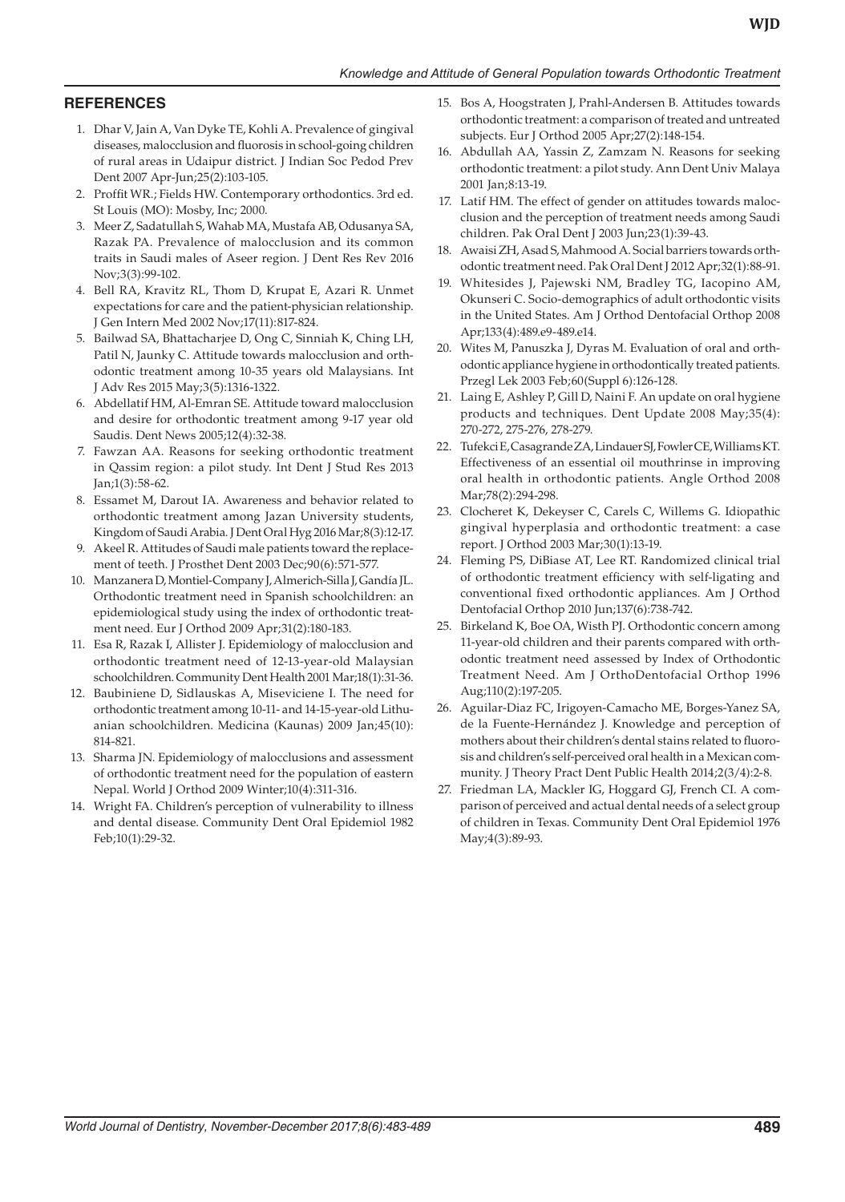## REFERENCES

1. Dhar V, Jain A, Van Dyke TE, Kohli A. Prevalence of gingival diseases, malocclusion and fluorosis in school-going children of rural areas in Udaipur district. J Indian Soc Pedod Prev Dent 2007 Apr-Jun;25(2):103-105.
2. Proffit WR.; Fields HW. Contemporary orthodontics. 3rd ed. St Louis (MO): Mosby, Inc; 2000.
3. Meer Z, Sadatullah S, Wahab MA, Mustafa AB, Odusanya SA, Razak PA. Prevalence of malocclusion and its common traits in Saudi males of Aseer region. J Dent Res Rev 2016 Nov;3(3):99-102.
4. Bell RA, Kravitz RL, Thom D, Krupat E, Azari R. Unmet expectations for care and the patient-physician relationship. J Gen Intern Med 2002 Nov;17(11):817-824.
5. Bailwad SA, Bhattacharjee D, Ong C, Sinniah K, Ching LH, Patil N, Jaunky C. Attitude towards malocclusion and orthodontic treatment among 10-35 years old Malaysians. Int J Adv Res 2015 May;3(5):1316-1322.
6. Abdellatif HM, Al-Emran SE. Attitude toward malocclusion and desire for orthodontic treatment among 9-17 year old Saudis. Dent News 2005;12(4):32-38.
7. Fawzan AA. Reasons for seeking orthodontic treatment in Qassim region: a pilot study. Int Dent J Stud Res 2013 Jan;1(3):58-62.
8. Essamet M, Darout IA. Awareness and behavior related to orthodontic treatment among Jazan University students, Kingdom of Saudi Arabia. J Dent Oral Hyg 2016 Mar;8(3):12-17.
9. Akeel R. Attitudes of Saudi male patients toward the replacement of teeth. J Prosthet Dent 2003 Dec;90(6):571-577.
10. Manzanera D, Montiel-Company J, Almerich-Silla J, Gandía JL. Orthodontic treatment need in Spanish schoolchildren: an epidemiological study using the index of orthodontic treatment need. Eur J Orthod 2009 Apr;31(2):180-183.
11. Esa R, Razak I, Allister J. Epidemiology of malocclusion and orthodontic treatment need of 12-13-year-old Malaysian schoolchildren. Community Dent Health 2001 Mar;18(1):31-36.
12. Baubiniene D, Sidlauskas A, Miseviciene I. The need for orthodontic treatment among 10-11- and 14-15-year-old Lithuanian schoolchildren. Medicina (Kaunas) 2009 Jan;45(10):814-821.
13. Sharma JN. Epidemiology of malocclusions and assessment of orthodontic treatment need for the population of eastern Nepal. World J Orthod 2009 Winter;10(4):311-316.
14. Wright FA. Children's perception of vulnerability to illness and dental disease. Community Dent Oral Epidemiol 1982 Feb;10(1):29-32.
15. Bos A, Hoogstraten J, Prahl-Andersen B. Attitudes towards orthodontic treatment: a comparison of treated and untreated subjects. Eur J Orthod 2005 Apr;27(2):148-154.
16. Abdullah AA, Yassin Z, Zamzam N. Reasons for seeking orthodontic treatment: a pilot study. Ann Dent Univ Malaya 2001 Jan;8:13-19.
17. Latif HM. The effect of gender on attitudes towards malocclusion and the perception of treatment needs among Saudi children. Pak Oral Dent J 2003 Jun;23(1):39-43.
18. Awaisi ZH, Asad S, Mahmood A. Social barriers towards orthodontic treatment need. Pak Oral Dent J 2012 Apr;32(1):88-91.
19. Whitesides J, Pajewski NM, Bradley TG, Iacopino AM, Okunseri C. Socio-demographics of adult orthodontic visits in the United States. Am J Orthod Dentofacial Orthop 2008 Apr;133(4):489.e9-489.e14.
20. Wites M, Panuszka J, Dyras M. Evaluation of oral and orthodontic appliance hygiene in orthodontically treated patients. Przegl Lek 2003 Feb;60(Suppl 6):126-128.
21. Laing E, Ashley P, Gill D, Naini F. An update on oral hygiene products and techniques. Dent Update 2008 May;35(4): 270-272, 275-276, 278-279.
22. Tufekci E, Casagrande ZA, Lindauer SJ, Fowler CE, Williams KT. Effectiveness of an essential oil mouthrinse in improving oral health in orthodontic patients. Angle Orthod 2008 Mar;78(2):294-298.
23. Clocheret K, Dekeyser C, Carels C, Willems G. Idiopathic gingival hyperplasia and orthodontic treatment: a case report. J Orthod 2003 Mar;30(1):13-19.
24. Fleming PS, DiBiase AT, Lee RT. Randomized clinical trial of orthodontic treatment efficiency with self-ligating and conventional fixed orthodontic appliances. Am J Orthod Dentofacial Orthop 2010 Jun;137(6):738-742.
25. Birkeland K, Boe OA, Wisth PJ. Orthodontic concern among 11-year-old children and their parents compared with orthodontic treatment need assessed by Index of Orthodontic Treatment Need. Am J OrthoDentofacial Orthop 1996 Aug;110(2):197-205.
26. Aguilar-Diaz FC, Irigoyen-Camacho ME, Borges-Yanez SA, de la Fuente-Hernández J. Knowledge and perception of mothers about their children's dental stains related to fluorosis and children's self-perceived oral health in a Mexican community. J Theory Pract Dent Public Health 2014;2(3/4):2-8.
27. Friedman LA, Mackler IG, Hoggard GJ, French CI. A comparison of perceived and actual dental needs of a select group of children in Texas. Community Dent Oral Epidemiol 1976 May;4(3):89-93.